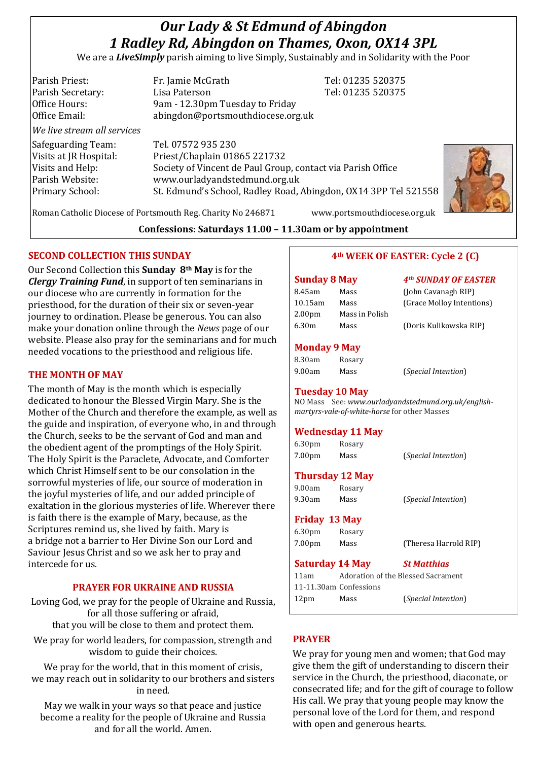# *Our Lady & St Edmund of Abingdon*
# *1 Radley Rd, Abingdon on Thames, Oxon, OX14 3PL*

We are a ***LiveSimply*** parish aiming to live Simply, Sustainably and in Solidarity with the Poor

| | | |
|---|---|---|
| Parish Priest: | Fr. Jamie McGrath | Tel: 01235 520375 |
| Parish Secretary: | Lisa Paterson | Tel: 01235 520375 |
| Office Hours: | 9am - 12.30pm Tuesday to Friday | |
| Office Email: | abingdon@portsmouthdiocese.org.uk | |

*We live stream all services*

| | |
|---|---|
| Safeguarding Team: | Tel. 07572 935 230 |
| Visits at JR Hospital: | Priest/Chaplain 01865 221732 |
| Visits and Help: | Society of Vincent de Paul Group, contact via Parish Office |
| Parish Website: | www.ourladyandstedmund.org.uk |
| Primary School: | St. Edmund's School, Radley Road, Abingdon, OX14 3PP Tel 521558 |

Roman Catholic Diocese of Portsmouth Reg. Charity No 246871 www.portsmouthdiocese.org.uk

**Confessions: Saturdays 11.00 – 11.30am or by appointment**

## SECOND COLLECTION THIS SUNDAY

Our Second Collection this **Sunday 8th May** is for the ***Clergy Training Fund***, in support of ten seminarians in our diocese who are currently in formation for the priesthood, for the duration of their six or seven-year journey to ordination. Please be generous. You can also make your donation online through the *News* page of our website. Please also pray for the seminarians and for much needed vocations to the priesthood and religious life.

## THE MONTH OF MAY

The month of May is the month which is especially dedicated to honour the Blessed Virgin Mary. She is the Mother of the Church and therefore the example, as well as the guide and inspiration, of everyone who, in and through the Church, seeks to be the servant of God and man and the obedient agent of the promptings of the Holy Spirit. The Holy Spirit is the Paraclete, Advocate, and Comforter which Christ Himself sent to be our consolation in the sorrowful mysteries of life, our source of moderation in the joyful mysteries of life, and our added principle of exaltation in the glorious mysteries of life. Wherever there is faith there is the example of Mary, because, as the Scriptures remind us, she lived by faith. Mary is a bridge not a barrier to Her Divine Son our Lord and Saviour Jesus Christ and so we ask her to pray and intercede for us.

## PRAYER FOR UKRAINE AND RUSSIA

Loving God, we pray for the people of Ukraine and Russia, for all those suffering or afraid, that you will be close to them and protect them.

We pray for world leaders, for compassion, strength and wisdom to guide their choices.

We pray for the world, that in this moment of crisis, we may reach out in solidarity to our brothers and sisters in need.

May we walk in your ways so that peace and justice become a reality for the people of Ukraine and Russia and for all the world. Amen.

## 4th WEEK OF EASTER: Cycle 2 (C)

**Sunday 8 May** — ***4th SUNDAY OF EASTER***

| | | |
|---|---|---|
| 8.45am | Mass | (John Cavanagh RIP) |
| 10.15am | Mass | (Grace Molloy Intentions) |
| 2.00pm | Mass in Polish | |
| 6.30m | Mass | (Doris Kulikowska RIP) |

**Monday 9 May**

| | | |
|---|---|---|
| 8.30am | Rosary | |
| 9.00am | Mass | (*Special Intention*) |

**Tuesday 10 May**

NO Mass See: *www.ourladyandstedmund.org.uk/english-martyrs-vale-of-white-horse* for other Masses

**Wednesday 11 May**

| | | |
|---|---|---|
| 6.30pm | Rosary | |
| 7.00pm | Mass | (*Special Intention*) |

**Thursday 12 May**

| | | |
|---|---|---|
| 9.00am | Rosary | |
| 9.30am | Mass | (*Special Intention*) |

**Friday 13 May**

| | | |
|---|---|---|
| 6.30pm | Rosary | |
| 7.00pm | Mass | (Theresa Harrold RIP) |

**Saturday 14 May** — ***St Matthias***

| | | |
|---|---|---|
| 11am | Adoration of the Blessed Sacrament | |
| 11-11.30am | Confessions | |
| 12pm | Mass | (*Special Intention*) |

## PRAYER

We pray for young men and women; that God may give them the gift of understanding to discern their service in the Church, the priesthood, diaconate, or consecrated life; and for the gift of courage to follow His call. We pray that young people may know the personal love of the Lord for them, and respond with open and generous hearts.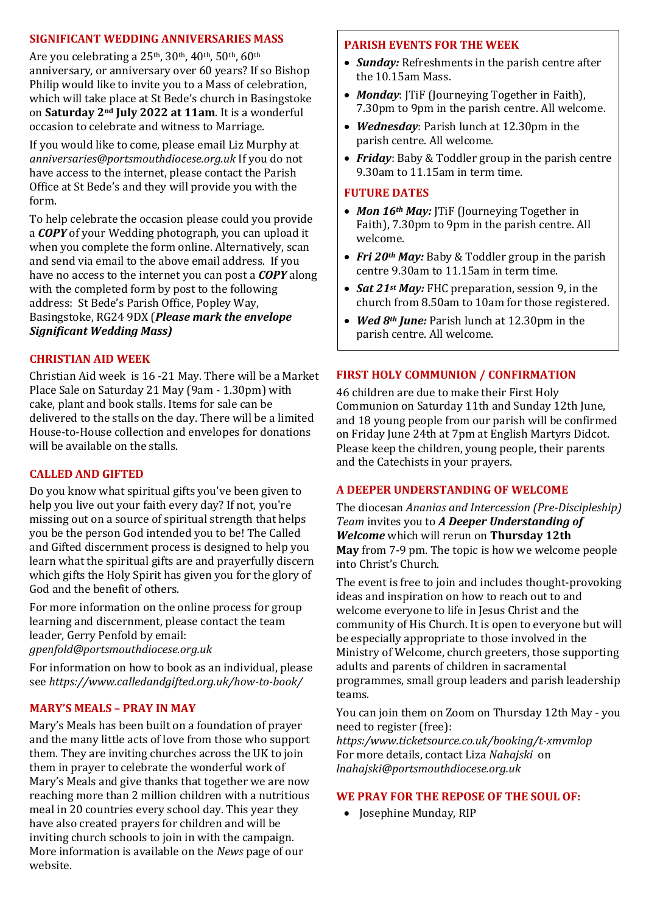## SIGNIFICANT WEDDING ANNIVERSARIES MASS

Are you celebrating a 25th, 30th, 40th, 50th, 60th anniversary, or anniversary over 60 years? If so Bishop Philip would like to invite you to a Mass of celebration, which will take place at St Bede's church in Basingstoke on **Saturday 2nd July 2022 at 11am**. It is a wonderful occasion to celebrate and witness to Marriage.

If you would like to come, please email Liz Murphy at *anniversaries@portsmouthdiocese.org.uk* If you do not have access to the internet, please contact the Parish Office at St Bede's and they will provide you with the form.

To help celebrate the occasion please could you provide a ***COPY*** of your Wedding photograph, you can upload it when you complete the form online. Alternatively, scan and send via email to the above email address. If you have no access to the internet you can post a ***COPY*** along with the completed form by post to the following address: St Bede's Parish Office, Popley Way, Basingstoke, RG24 9DX (***Please mark the envelope Significant Wedding Mass)***

## CHRISTIAN AID WEEK

Christian Aid week is 16 -21 May. There will be a Market Place Sale on Saturday 21 May (9am - 1.30pm) with cake, plant and book stalls. Items for sale can be delivered to the stalls on the day. There will be a limited House-to-House collection and envelopes for donations will be available on the stalls.

## CALLED AND GIFTED

Do you know what spiritual gifts you've been given to help you live out your faith every day? If not, you're missing out on a source of spiritual strength that helps you be the person God intended you to be! The Called and Gifted discernment process is designed to help you learn what the spiritual gifts are and prayerfully discern which gifts the Holy Spirit has given you for the glory of God and the benefit of others.

For more information on the online process for group learning and discernment, please contact the team leader, Gerry Penfold by email: *gpenfold@portsmouthdiocese.org.uk*

For information on how to book as an individual, please see *https://www.calledandgifted.org.uk/how-to-book/*

## MARY'S MEALS – PRAY IN MAY

Mary's Meals has been built on a foundation of prayer and the many little acts of love from those who support them. They are inviting churches across the UK to join them in prayer to celebrate the wonderful work of Mary's Meals and give thanks that together we are now reaching more than 2 million children with a nutritious meal in 20 countries every school day. This year they have also created prayers for children and will be inviting church schools to join in with the campaign. More information is available on the *News* page of our website.

## PARISH EVENTS FOR THE WEEK

- ***Sunday:*** Refreshments in the parish centre after the 10.15am Mass.
- ***Monday***: JTiF (Journeying Together in Faith), 7.30pm to 9pm in the parish centre. All welcome.
- ***Wednesday***: Parish lunch at 12.30pm in the parish centre. All welcome.
- ***Friday***: Baby & Toddler group in the parish centre 9.30am to 11.15am in term time.

## FUTURE DATES

- ***Mon 16th May:*** JTiF (Journeying Together in Faith), 7.30pm to 9pm in the parish centre. All welcome.
- ***Fri 20th May:*** Baby & Toddler group in the parish centre 9.30am to 11.15am in term time.
- ***Sat 21st May:*** FHC preparation, session 9, in the church from 8.50am to 10am for those registered.
- ***Wed 8th June:*** Parish lunch at 12.30pm in the parish centre. All welcome.

## FIRST HOLY COMMUNION / CONFIRMATION

46 children are due to make their First Holy Communion on Saturday 11th and Sunday 12th June, and 18 young people from our parish will be confirmed on Friday June 24th at 7pm at English Martyrs Didcot. Please keep the children, young people, their parents and the Catechists in your prayers.

## A DEEPER UNDERSTANDING OF WELCOME

The diocesan *Ananias and Intercession (Pre-Discipleship) Team* invites you to ***A Deeper Understanding of Welcome*** which will rerun on **Thursday 12th May** from 7-9 pm. The topic is how we welcome people into Christ's Church.

The event is free to join and includes thought-provoking ideas and inspiration on how to reach out to and welcome everyone to life in Jesus Christ and the community of His Church. It is open to everyone but will be especially appropriate to those involved in the Ministry of Welcome, church greeters, those supporting adults and parents of children in sacramental programmes, small group leaders and parish leadership teams.

You can join them on Zoom on Thursday 12th May - you need to register (free): *https:/www.ticketsource.co.uk/booking/t-xmvmlop* For more details, contact Liza *Nahajski* on *lnahajski@portsmouthdiocese.org.uk*

## WE PRAY FOR THE REPOSE OF THE SOUL OF:

- Josephine Munday, RIP